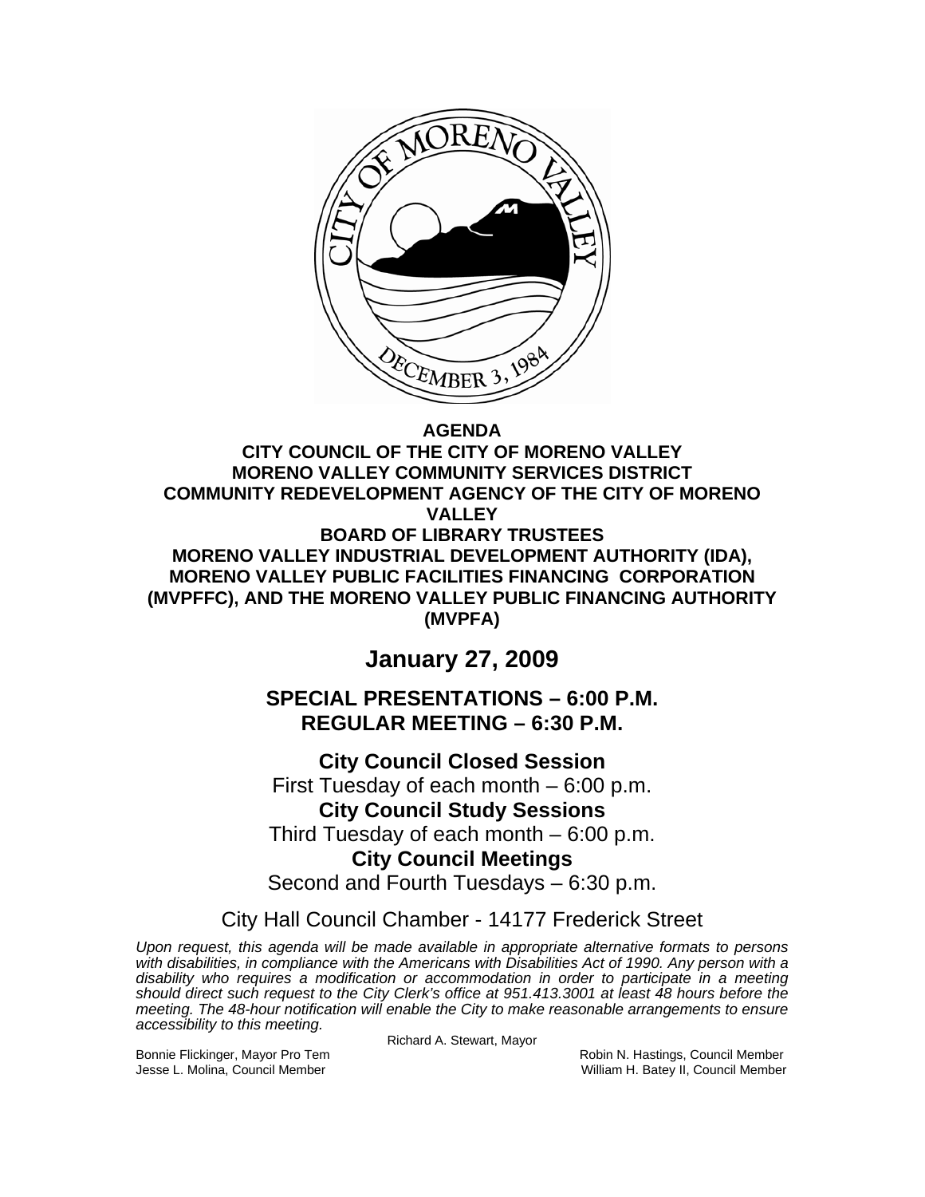**AGENDA**
**CITY COUNCIL OF THE CITY OF MORENO VALLEY**
**MORENO VALLEY COMMUNITY SERVICES DISTRICT**
**COMMUNITY REDEVELOPMENT AGENCY OF THE CITY OF MORENO VALLEY**
**BOARD OF LIBRARY TRUSTEES**
**MORENO VALLEY INDUSTRIAL DEVELOPMENT AUTHORITY (IDA), MORENO VALLEY PUBLIC FACILITIES FINANCING CORPORATION (MVPFFC), AND THE MORENO VALLEY PUBLIC FINANCING AUTHORITY (MVPFA)**

# January 27, 2009

## SPECIAL PRESENTATIONS – 6:00 P.M.
## REGULAR MEETING – 6:30 P.M.

**City Council Closed Session**
First Tuesday of each month – 6:00 p.m.
**City Council Study Sessions**
Third Tuesday of each month – 6:00 p.m.
**City Council Meetings**
Second and Fourth Tuesdays – 6:30 p.m.

City Hall Council Chamber - 14177 Frederick Street

*Upon request, this agenda will be made available in appropriate alternative formats to persons with disabilities, in compliance with the Americans with Disabilities Act of 1990. Any person with a disability who requires a modification or accommodation in order to participate in a meeting should direct such request to the City Clerk's office at 951.413.3001 at least 48 hours before the meeting. The 48-hour notification will enable the City to make reasonable arrangements to ensure accessibility to this meeting.*

Richard A. Stewart, Mayor

Bonnie Flickinger, Mayor Pro Tem
Robin N. Hastings, Council Member
Jesse L. Molina, Council Member
William H. Batey II, Council Member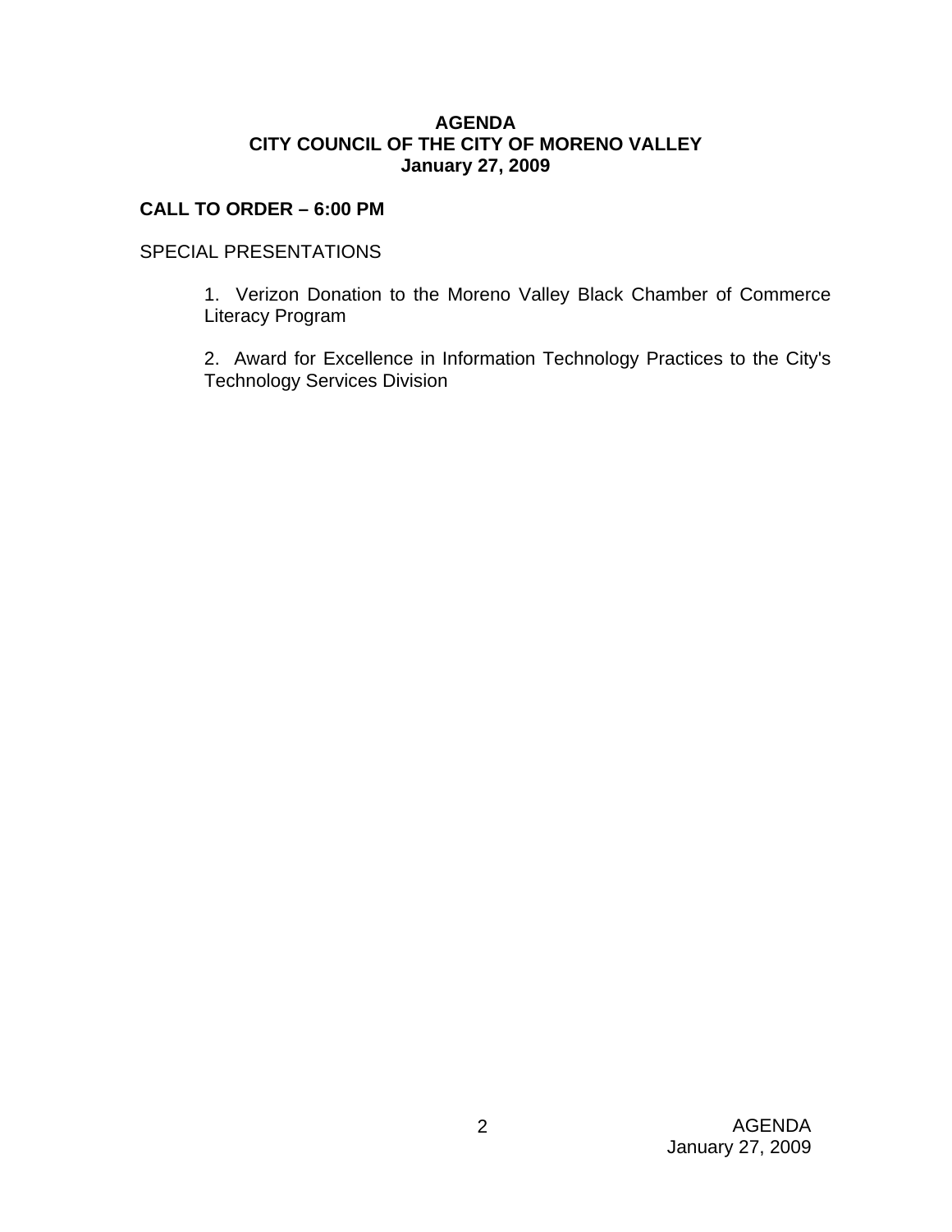**AGENDA**
**CITY COUNCIL OF THE CITY OF MORENO VALLEY**
**January 27, 2009**

**CALL TO ORDER – 6:00 PM**

SPECIAL PRESENTATIONS

1. Verizon Donation to the Moreno Valley Black Chamber of Commerce Literacy Program

2. Award for Excellence in Information Technology Practices to the City's Technology Services Division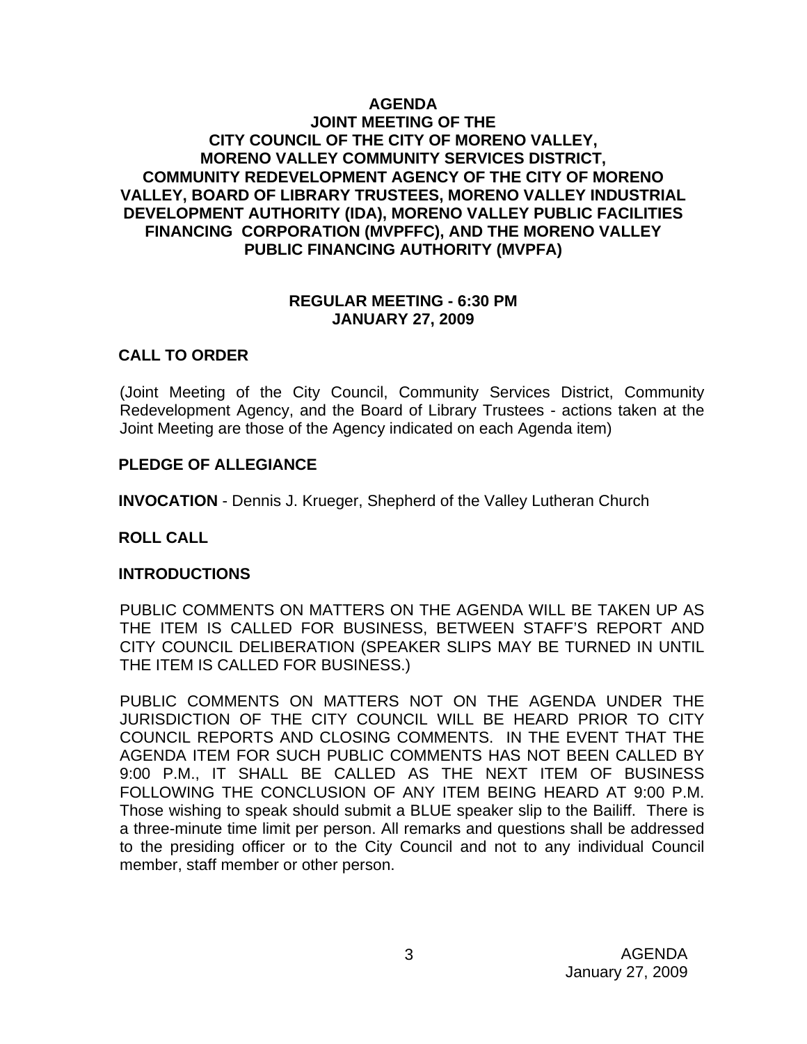**AGENDA**
**JOINT MEETING OF THE**
**CITY COUNCIL OF THE CITY OF MORENO VALLEY,**
**MORENO VALLEY COMMUNITY SERVICES DISTRICT,**
**COMMUNITY REDEVELOPMENT AGENCY OF THE CITY OF MORENO VALLEY, BOARD OF LIBRARY TRUSTEES, MORENO VALLEY INDUSTRIAL DEVELOPMENT AUTHORITY (IDA), MORENO VALLEY PUBLIC FACILITIES FINANCING CORPORATION (MVPFFC), AND THE MORENO VALLEY PUBLIC FINANCING AUTHORITY (MVPFA)**

**REGULAR MEETING - 6:30 PM**
**JANUARY 27, 2009**

## CALL TO ORDER

(Joint Meeting of the City Council, Community Services District, Community Redevelopment Agency, and the Board of Library Trustees - actions taken at the Joint Meeting are those of the Agency indicated on each Agenda item)

## PLEDGE OF ALLEGIANCE

**INVOCATION** - Dennis J. Krueger, Shepherd of the Valley Lutheran Church

## ROLL CALL

## INTRODUCTIONS

PUBLIC COMMENTS ON MATTERS ON THE AGENDA WILL BE TAKEN UP AS THE ITEM IS CALLED FOR BUSINESS, BETWEEN STAFF'S REPORT AND CITY COUNCIL DELIBERATION (SPEAKER SLIPS MAY BE TURNED IN UNTIL THE ITEM IS CALLED FOR BUSINESS.)

PUBLIC COMMENTS ON MATTERS NOT ON THE AGENDA UNDER THE JURISDICTION OF THE CITY COUNCIL WILL BE HEARD PRIOR TO CITY COUNCIL REPORTS AND CLOSING COMMENTS. IN THE EVENT THAT THE AGENDA ITEM FOR SUCH PUBLIC COMMENTS HAS NOT BEEN CALLED BY 9:00 P.M., IT SHALL BE CALLED AS THE NEXT ITEM OF BUSINESS FOLLOWING THE CONCLUSION OF ANY ITEM BEING HEARD AT 9:00 P.M. Those wishing to speak should submit a BLUE speaker slip to the Bailiff. There is a three-minute time limit per person. All remarks and questions shall be addressed to the presiding officer or to the City Council and not to any individual Council member, staff member or other person.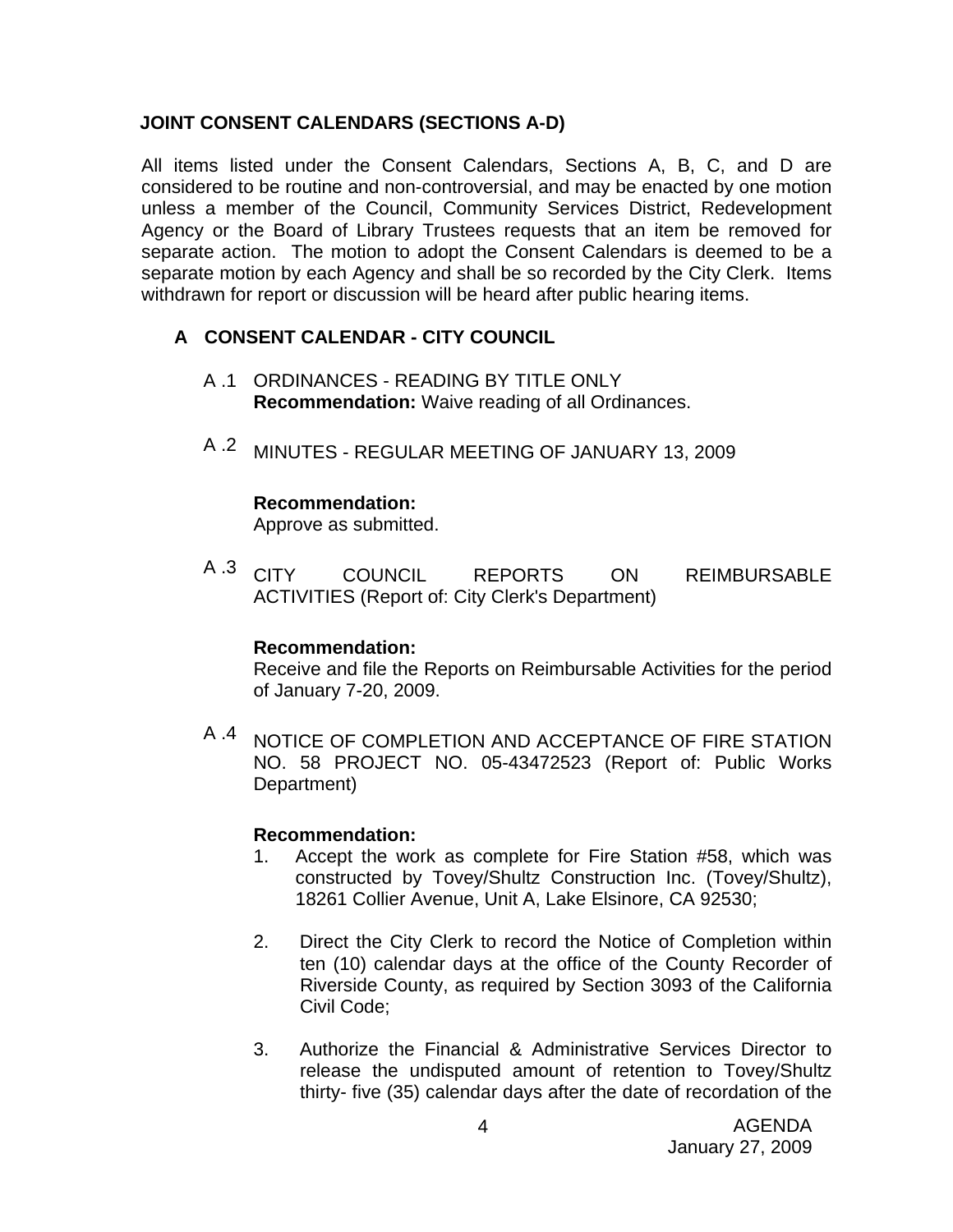**JOINT CONSENT CALENDARS (SECTIONS A-D)**

All items listed under the Consent Calendars, Sections A, B, C, and D are considered to be routine and non-controversial, and may be enacted by one motion unless a member of the Council, Community Services District, Redevelopment Agency or the Board of Library Trustees requests that an item be removed for separate action. The motion to adopt the Consent Calendars is deemed to be a separate motion by each Agency and shall be so recorded by the City Clerk. Items withdrawn for report or discussion will be heard after public hearing items.

## A CONSENT CALENDAR - CITY COUNCIL

A .1 ORDINANCES - READING BY TITLE ONLY
**Recommendation:** Waive reading of all Ordinances.

A .2 MINUTES - REGULAR MEETING OF JANUARY 13, 2009

**Recommendation:**
Approve as submitted.

A .3 CITY COUNCIL REPORTS ON REIMBURSABLE ACTIVITIES (Report of: City Clerk's Department)

**Recommendation:**
Receive and file the Reports on Reimbursable Activities for the period of January 7-20, 2009.

A .4 NOTICE OF COMPLETION AND ACCEPTANCE OF FIRE STATION NO. 58 PROJECT NO. 05-43472523 (Report of: Public Works Department)

**Recommendation:**

1. Accept the work as complete for Fire Station #58, which was constructed by Tovey/Shultz Construction Inc. (Tovey/Shultz), 18261 Collier Avenue, Unit A, Lake Elsinore, CA 92530;

2. Direct the City Clerk to record the Notice of Completion within ten (10) calendar days at the office of the County Recorder of Riverside County, as required by Section 3093 of the California Civil Code;

3. Authorize the Financial & Administrative Services Director to release the undisputed amount of retention to Tovey/Shultz thirty- five (35) calendar days after the date of recordation of the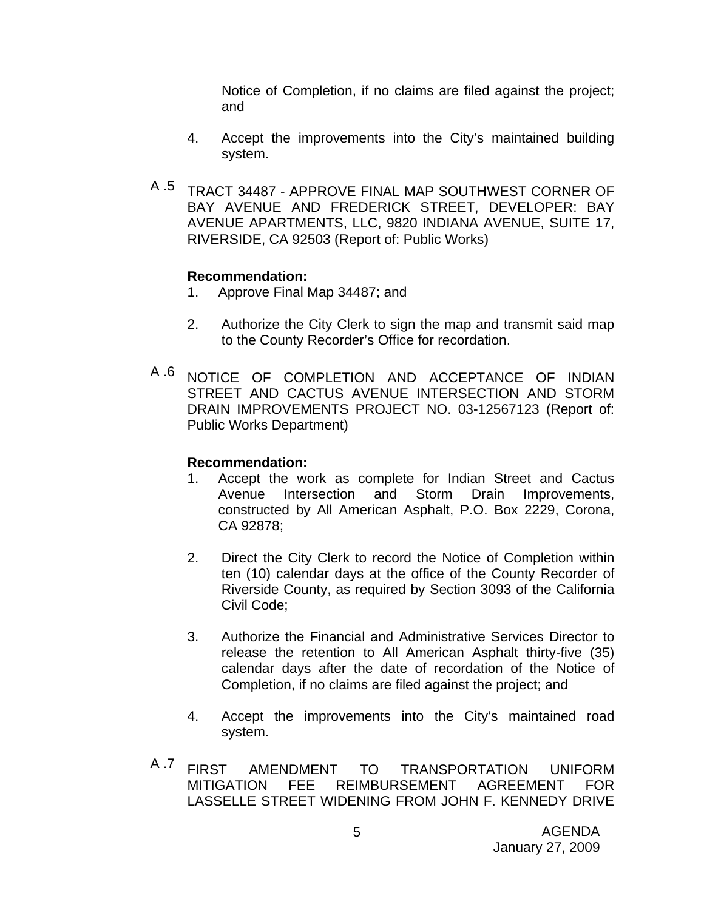Notice of Completion, if no claims are filed against the project; and

4. Accept the improvements into the City's maintained building system.

A .5 TRACT 34487 - APPROVE FINAL MAP SOUTHWEST CORNER OF BAY AVENUE AND FREDERICK STREET, DEVELOPER: BAY AVENUE APARTMENTS, LLC, 9820 INDIANA AVENUE, SUITE 17, RIVERSIDE, CA 92503 (Report of: Public Works)

**Recommendation:**

1. Approve Final Map 34487; and

2. Authorize the City Clerk to sign the map and transmit said map to the County Recorder's Office for recordation.

A .6 NOTICE OF COMPLETION AND ACCEPTANCE OF INDIAN STREET AND CACTUS AVENUE INTERSECTION AND STORM DRAIN IMPROVEMENTS PROJECT NO. 03-12567123 (Report of: Public Works Department)

**Recommendation:**

1. Accept the work as complete for Indian Street and Cactus Avenue Intersection and Storm Drain Improvements, constructed by All American Asphalt, P.O. Box 2229, Corona, CA 92878;

2. Direct the City Clerk to record the Notice of Completion within ten (10) calendar days at the office of the County Recorder of Riverside County, as required by Section 3093 of the California Civil Code;

3. Authorize the Financial and Administrative Services Director to release the retention to All American Asphalt thirty-five (35) calendar days after the date of recordation of the Notice of Completion, if no claims are filed against the project; and

4. Accept the improvements into the City's maintained road system.

A .7 FIRST AMENDMENT TO TRANSPORTATION UNIFORM MITIGATION FEE REIMBURSEMENT AGREEMENT FOR LASSELLE STREET WIDENING FROM JOHN F. KENNEDY DRIVE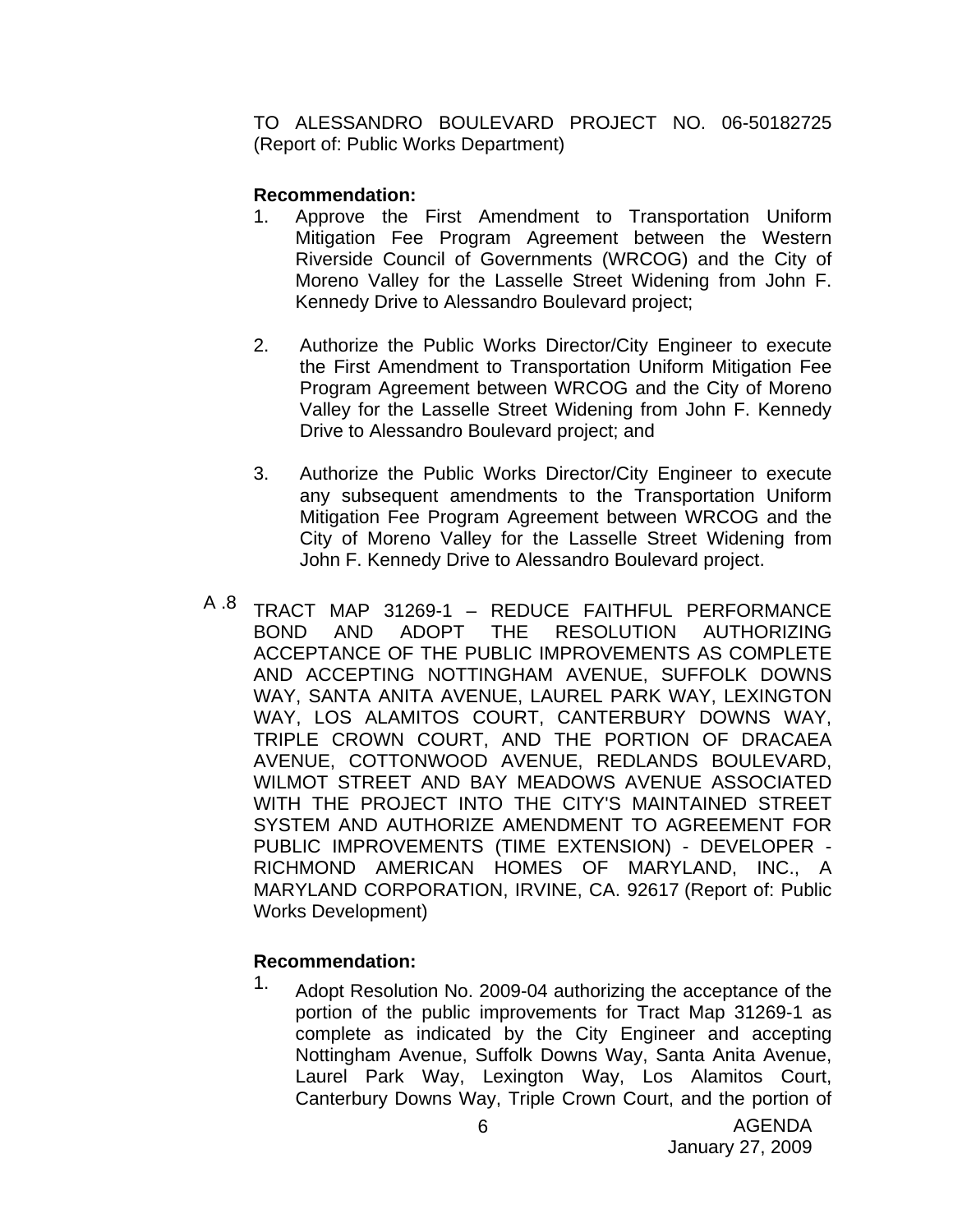TO ALESSANDRO BOULEVARD PROJECT NO. 06-50182725 (Report of: Public Works Department)

**Recommendation:**

1. Approve the First Amendment to Transportation Uniform Mitigation Fee Program Agreement between the Western Riverside Council of Governments (WRCOG) and the City of Moreno Valley for the Lasselle Street Widening from John F. Kennedy Drive to Alessandro Boulevard project;

2. Authorize the Public Works Director/City Engineer to execute the First Amendment to Transportation Uniform Mitigation Fee Program Agreement between WRCOG and the City of Moreno Valley for the Lasselle Street Widening from John F. Kennedy Drive to Alessandro Boulevard project; and

3. Authorize the Public Works Director/City Engineer to execute any subsequent amendments to the Transportation Uniform Mitigation Fee Program Agreement between WRCOG and the City of Moreno Valley for the Lasselle Street Widening from John F. Kennedy Drive to Alessandro Boulevard project.

A .8 TRACT MAP 31269-1 – REDUCE FAITHFUL PERFORMANCE BOND AND ADOPT THE RESOLUTION AUTHORIZING ACCEPTANCE OF THE PUBLIC IMPROVEMENTS AS COMPLETE AND ACCEPTING NOTTINGHAM AVENUE, SUFFOLK DOWNS WAY, SANTA ANITA AVENUE, LAUREL PARK WAY, LEXINGTON WAY, LOS ALAMITOS COURT, CANTERBURY DOWNS WAY, TRIPLE CROWN COURT, AND THE PORTION OF DRACAEA AVENUE, COTTONWOOD AVENUE, REDLANDS BOULEVARD, WILMOT STREET AND BAY MEADOWS AVENUE ASSOCIATED WITH THE PROJECT INTO THE CITY'S MAINTAINED STREET SYSTEM AND AUTHORIZE AMENDMENT TO AGREEMENT FOR PUBLIC IMPROVEMENTS (TIME EXTENSION) - DEVELOPER - RICHMOND AMERICAN HOMES OF MARYLAND, INC., A MARYLAND CORPORATION, IRVINE, CA. 92617 (Report of: Public Works Development)

**Recommendation:**

1. Adopt Resolution No. 2009-04 authorizing the acceptance of the portion of the public improvements for Tract Map 31269-1 as complete as indicated by the City Engineer and accepting Nottingham Avenue, Suffolk Downs Way, Santa Anita Avenue, Laurel Park Way, Lexington Way, Los Alamitos Court, Canterbury Downs Way, Triple Crown Court, and the portion of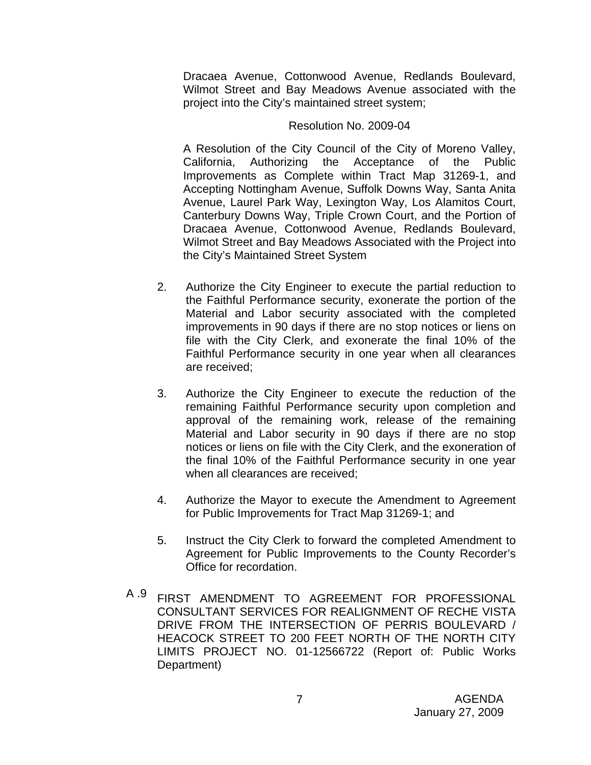Dracaea Avenue, Cottonwood Avenue, Redlands Boulevard, Wilmot Street and Bay Meadows Avenue associated with the project into the City's maintained street system;

Resolution No. 2009-04

A Resolution of the City Council of the City of Moreno Valley, California, Authorizing the Acceptance of the Public Improvements as Complete within Tract Map 31269-1, and Accepting Nottingham Avenue, Suffolk Downs Way, Santa Anita Avenue, Laurel Park Way, Lexington Way, Los Alamitos Court, Canterbury Downs Way, Triple Crown Court, and the Portion of Dracaea Avenue, Cottonwood Avenue, Redlands Boulevard, Wilmot Street and Bay Meadows Associated with the Project into the City's Maintained Street System

2. Authorize the City Engineer to execute the partial reduction to the Faithful Performance security, exonerate the portion of the Material and Labor security associated with the completed improvements in 90 days if there are no stop notices or liens on file with the City Clerk, and exonerate the final 10% of the Faithful Performance security in one year when all clearances are received;

3. Authorize the City Engineer to execute the reduction of the remaining Faithful Performance security upon completion and approval of the remaining work, release of the remaining Material and Labor security in 90 days if there are no stop notices or liens on file with the City Clerk, and the exoneration of the final 10% of the Faithful Performance security in one year when all clearances are received;

4. Authorize the Mayor to execute the Amendment to Agreement for Public Improvements for Tract Map 31269-1; and

5. Instruct the City Clerk to forward the completed Amendment to Agreement for Public Improvements to the County Recorder's Office for recordation.

A .9 FIRST AMENDMENT TO AGREEMENT FOR PROFESSIONAL CONSULTANT SERVICES FOR REALIGNMENT OF RECHE VISTA DRIVE FROM THE INTERSECTION OF PERRIS BOULEVARD / HEACOCK STREET TO 200 FEET NORTH OF THE NORTH CITY LIMITS PROJECT NO. 01-12566722 (Report of: Public Works Department)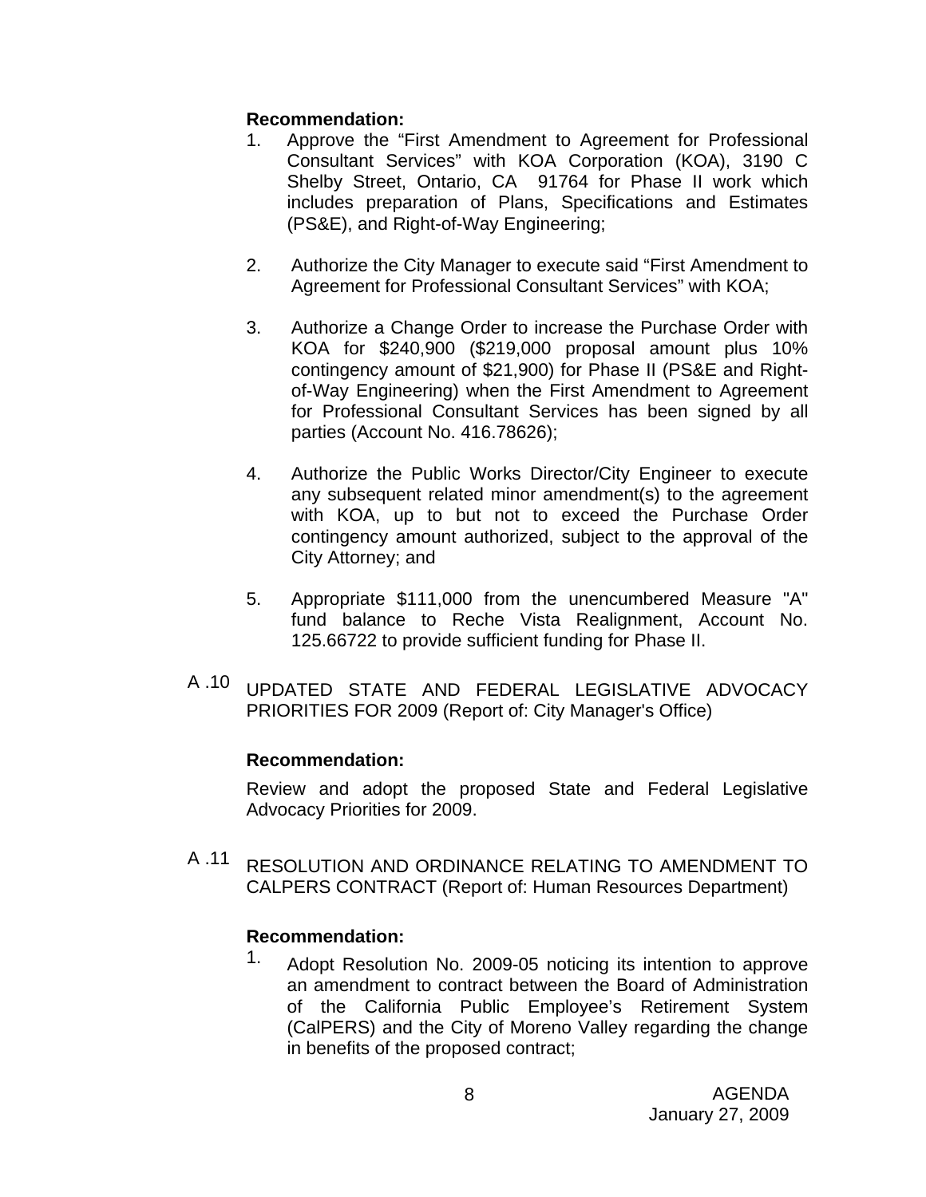**Recommendation:**

1. Approve the "First Amendment to Agreement for Professional Consultant Services" with KOA Corporation (KOA), 3190 C Shelby Street, Ontario, CA 91764 for Phase II work which includes preparation of Plans, Specifications and Estimates (PS&E), and Right-of-Way Engineering;

2. Authorize the City Manager to execute said "First Amendment to Agreement for Professional Consultant Services" with KOA;

3. Authorize a Change Order to increase the Purchase Order with KOA for $240,900 ($219,000 proposal amount plus 10% contingency amount of $21,900) for Phase II (PS&E and Right-of-Way Engineering) when the First Amendment to Agreement for Professional Consultant Services has been signed by all parties (Account No. 416.78626);

4. Authorize the Public Works Director/City Engineer to execute any subsequent related minor amendment(s) to the agreement with KOA, up to but not to exceed the Purchase Order contingency amount authorized, subject to the approval of the City Attorney; and

5. Appropriate $111,000 from the unencumbered Measure "A" fund balance to Reche Vista Realignment, Account No. 125.66722 to provide sufficient funding for Phase II.

A .10 UPDATED STATE AND FEDERAL LEGISLATIVE ADVOCACY PRIORITIES FOR 2009 (Report of: City Manager's Office)

**Recommendation:**

Review and adopt the proposed State and Federal Legislative Advocacy Priorities for 2009.

A .11 RESOLUTION AND ORDINANCE RELATING TO AMENDMENT TO CALPERS CONTRACT (Report of: Human Resources Department)

**Recommendation:**

1. Adopt Resolution No. 2009-05 noticing its intention to approve an amendment to contract between the Board of Administration of the California Public Employee's Retirement System (CalPERS) and the City of Moreno Valley regarding the change in benefits of the proposed contract;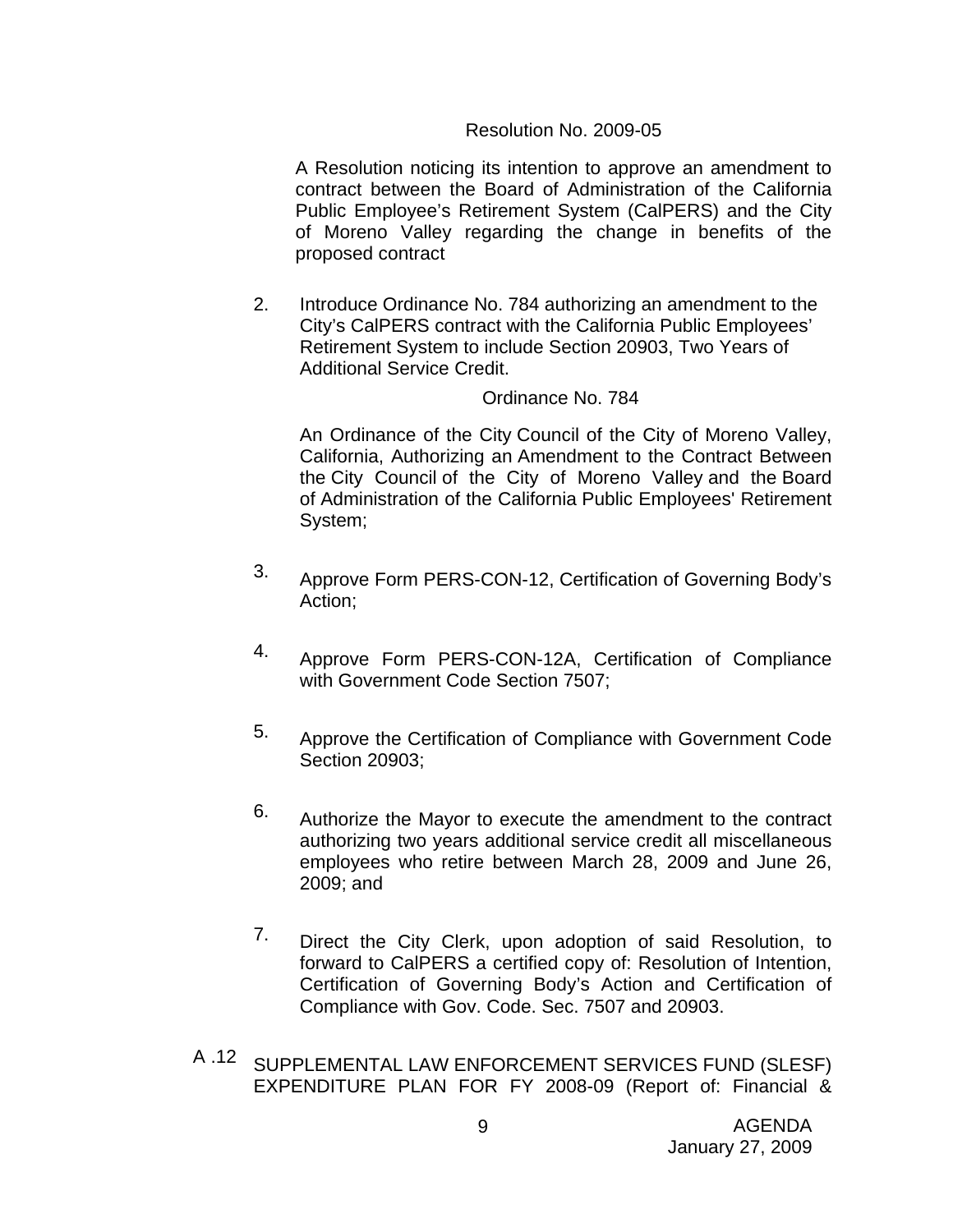Resolution No. 2009-05

A Resolution noticing its intention to approve an amendment to contract between the Board of Administration of the California Public Employee's Retirement System (CalPERS) and the City of Moreno Valley regarding the change in benefits of the proposed contract

2. Introduce Ordinance No. 784 authorizing an amendment to the City's CalPERS contract with the California Public Employees' Retirement System to include Section 20903, Two Years of Additional Service Credit.

   Ordinance No. 784

   An Ordinance of the City Council of the City of Moreno Valley, California, Authorizing an Amendment to the Contract Between the City Council of the City of Moreno Valley and the Board of Administration of the California Public Employees' Retirement System;

3. Approve Form PERS-CON-12, Certification of Governing Body's Action;

4. Approve Form PERS-CON-12A, Certification of Compliance with Government Code Section 7507;

5. Approve the Certification of Compliance with Government Code Section 20903;

6. Authorize the Mayor to execute the amendment to the contract authorizing two years additional service credit all miscellaneous employees who retire between March 28, 2009 and June 26, 2009; and

7. Direct the City Clerk, upon adoption of said Resolution, to forward to CalPERS a certified copy of: Resolution of Intention, Certification of Governing Body's Action and Certification of Compliance with Gov. Code. Sec. 7507 and 20903.

A .12 SUPPLEMENTAL LAW ENFORCEMENT SERVICES FUND (SLESF) EXPENDITURE PLAN FOR FY 2008-09 (Report of: Financial &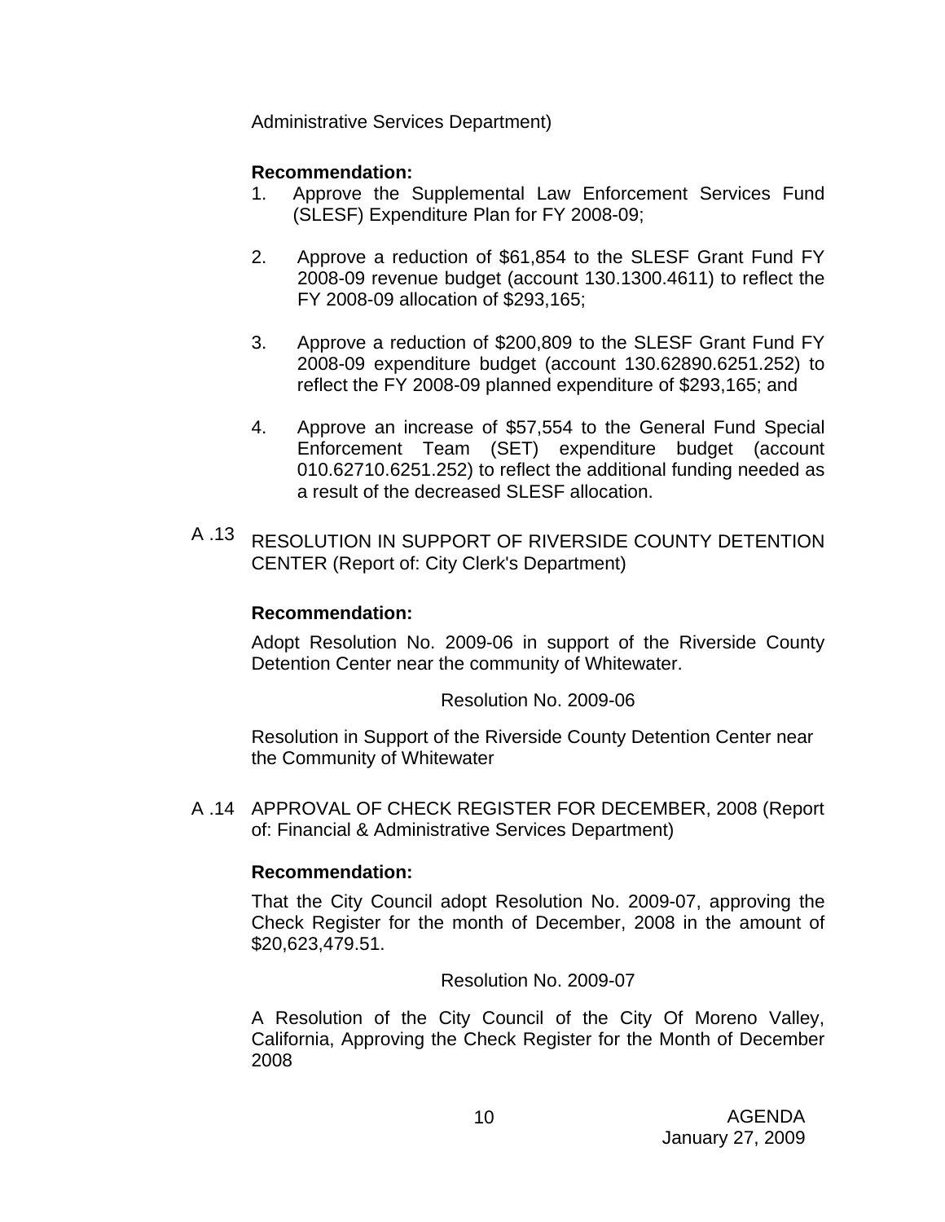Administrative Services Department)

**Recommendation:**

1. Approve the Supplemental Law Enforcement Services Fund (SLESF) Expenditure Plan for FY 2008-09;

2. Approve a reduction of $61,854 to the SLESF Grant Fund FY 2008-09 revenue budget (account 130.1300.4611) to reflect the FY 2008-09 allocation of $293,165;

3. Approve a reduction of $200,809 to the SLESF Grant Fund FY 2008-09 expenditure budget (account 130.62890.6251.252) to reflect the FY 2008-09 planned expenditure of $293,165; and

4. Approve an increase of $57,554 to the General Fund Special Enforcement Team (SET) expenditure budget (account 010.62710.6251.252) to reflect the additional funding needed as a result of the decreased SLESF allocation.

A .13 RESOLUTION IN SUPPORT OF RIVERSIDE COUNTY DETENTION CENTER (Report of: City Clerk's Department)

**Recommendation:**

Adopt Resolution No. 2009-06 in support of the Riverside County Detention Center near the community of Whitewater.

Resolution No. 2009-06

Resolution in Support of the Riverside County Detention Center near the Community of Whitewater

A .14 APPROVAL OF CHECK REGISTER FOR DECEMBER, 2008 (Report of: Financial & Administrative Services Department)

**Recommendation:**

That the City Council adopt Resolution No. 2009-07, approving the Check Register for the month of December, 2008 in the amount of $20,623,479.51.

Resolution No. 2009-07

A Resolution of the City Council of the City Of Moreno Valley, California, Approving the Check Register for the Month of December 2008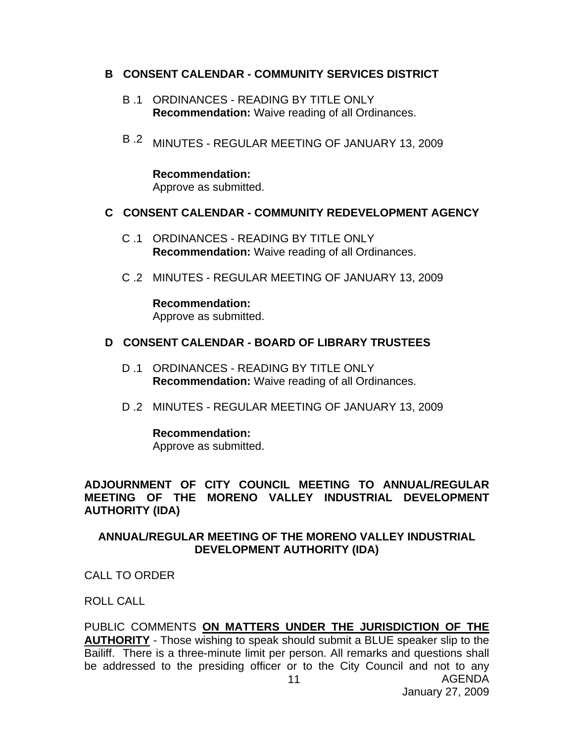## B CONSENT CALENDAR - COMMUNITY SERVICES DISTRICT

B .1 ORDINANCES - READING BY TITLE ONLY
**Recommendation:** Waive reading of all Ordinances.

B .2 MINUTES - REGULAR MEETING OF JANUARY 13, 2009

**Recommendation:**
Approve as submitted.

## C CONSENT CALENDAR - COMMUNITY REDEVELOPMENT AGENCY

C .1 ORDINANCES - READING BY TITLE ONLY
**Recommendation:** Waive reading of all Ordinances.

C .2 MINUTES - REGULAR MEETING OF JANUARY 13, 2009

**Recommendation:**
Approve as submitted.

## D CONSENT CALENDAR - BOARD OF LIBRARY TRUSTEES

D .1 ORDINANCES - READING BY TITLE ONLY
**Recommendation:** Waive reading of all Ordinances.

D .2 MINUTES - REGULAR MEETING OF JANUARY 13, 2009

**Recommendation:**
Approve as submitted.

**ADJOURNMENT OF CITY COUNCIL MEETING TO ANNUAL/REGULAR MEETING OF THE MORENO VALLEY INDUSTRIAL DEVELOPMENT AUTHORITY (IDA)**

## ANNUAL/REGULAR MEETING OF THE MORENO VALLEY INDUSTRIAL DEVELOPMENT AUTHORITY (IDA)

CALL TO ORDER

ROLL CALL

PUBLIC COMMENTS **ON MATTERS UNDER THE JURISDICTION OF THE AUTHORITY** - Those wishing to speak should submit a BLUE speaker slip to the Bailiff. There is a three-minute limit per person. All remarks and questions shall be addressed to the presiding officer or to the City Council and not to any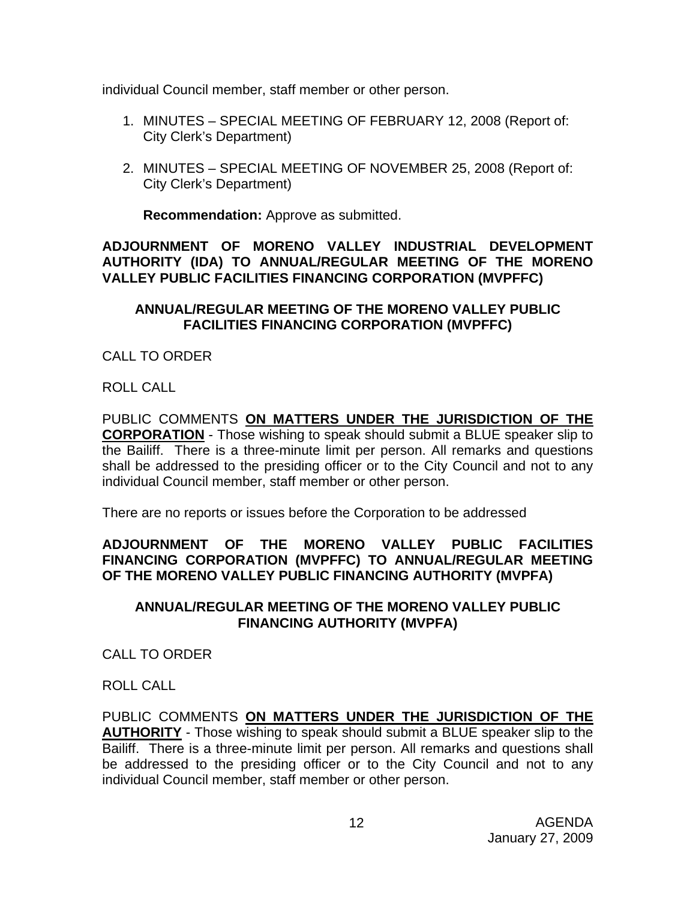individual Council member, staff member or other person.

1. MINUTES – SPECIAL MEETING OF FEBRUARY 12, 2008 (Report of: City Clerk's Department)

2. MINUTES – SPECIAL MEETING OF NOVEMBER 25, 2008 (Report of: City Clerk's Department)

   **Recommendation:** Approve as submitted.

**ADJOURNMENT OF MORENO VALLEY INDUSTRIAL DEVELOPMENT AUTHORITY (IDA) TO ANNUAL/REGULAR MEETING OF THE MORENO VALLEY PUBLIC FACILITIES FINANCING CORPORATION (MVPFFC)**

**ANNUAL/REGULAR MEETING OF THE MORENO VALLEY PUBLIC FACILITIES FINANCING CORPORATION (MVPFFC)**

CALL TO ORDER

ROLL CALL

PUBLIC COMMENTS **ON MATTERS UNDER THE JURISDICTION OF THE CORPORATION** - Those wishing to speak should submit a BLUE speaker slip to the Bailiff. There is a three-minute limit per person. All remarks and questions shall be addressed to the presiding officer or to the City Council and not to any individual Council member, staff member or other person.

There are no reports or issues before the Corporation to be addressed

**ADJOURNMENT OF THE MORENO VALLEY PUBLIC FACILITIES FINANCING CORPORATION (MVPFFC) TO ANNUAL/REGULAR MEETING OF THE MORENO VALLEY PUBLIC FINANCING AUTHORITY (MVPFA)**

**ANNUAL/REGULAR MEETING OF THE MORENO VALLEY PUBLIC FINANCING AUTHORITY (MVPFA)**

CALL TO ORDER

ROLL CALL

PUBLIC COMMENTS **ON MATTERS UNDER THE JURISDICTION OF THE AUTHORITY** - Those wishing to speak should submit a BLUE speaker slip to the Bailiff. There is a three-minute limit per person. All remarks and questions shall be addressed to the presiding officer or to the City Council and not to any individual Council member, staff member or other person.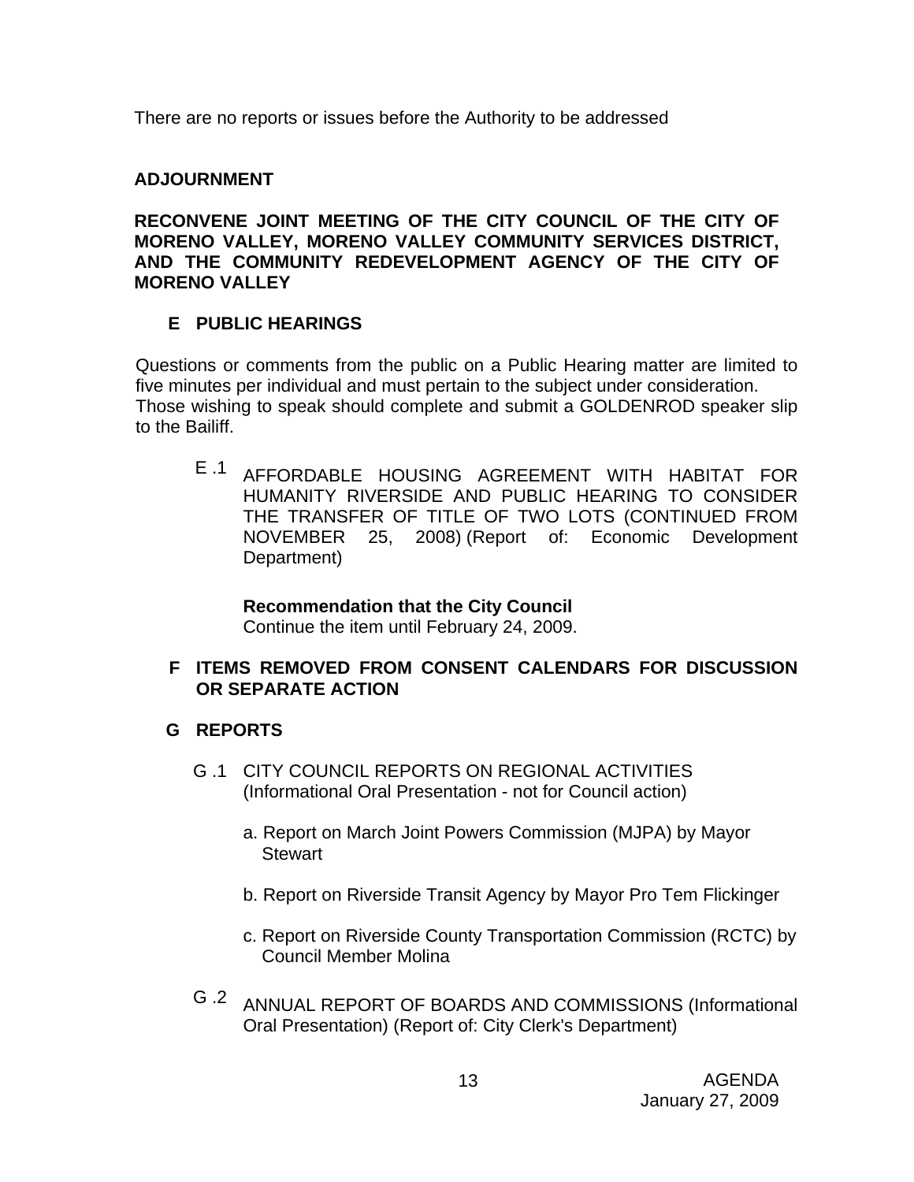There are no reports or issues before the Authority to be addressed

**ADJOURNMENT**

**RECONVENE JOINT MEETING OF THE CITY COUNCIL OF THE CITY OF MORENO VALLEY, MORENO VALLEY COMMUNITY SERVICES DISTRICT, AND THE COMMUNITY REDEVELOPMENT AGENCY OF THE CITY OF MORENO VALLEY**

## E PUBLIC HEARINGS

Questions or comments from the public on a Public Hearing matter are limited to five minutes per individual and must pertain to the subject under consideration.
Those wishing to speak should complete and submit a GOLDENROD speaker slip to the Bailiff.

E .1 AFFORDABLE HOUSING AGREEMENT WITH HABITAT FOR HUMANITY RIVERSIDE AND PUBLIC HEARING TO CONSIDER THE TRANSFER OF TITLE OF TWO LOTS (CONTINUED FROM NOVEMBER 25, 2008) (Report of: Economic Development Department)

**Recommendation that the City Council**
Continue the item until February 24, 2009.

## F ITEMS REMOVED FROM CONSENT CALENDARS FOR DISCUSSION OR SEPARATE ACTION

## G REPORTS

G .1 CITY COUNCIL REPORTS ON REGIONAL ACTIVITIES (Informational Oral Presentation - not for Council action)

a. Report on March Joint Powers Commission (MJPA) by Mayor Stewart

b. Report on Riverside Transit Agency by Mayor Pro Tem Flickinger

c. Report on Riverside County Transportation Commission (RCTC) by Council Member Molina

G .2 ANNUAL REPORT OF BOARDS AND COMMISSIONS (Informational Oral Presentation) (Report of: City Clerk's Department)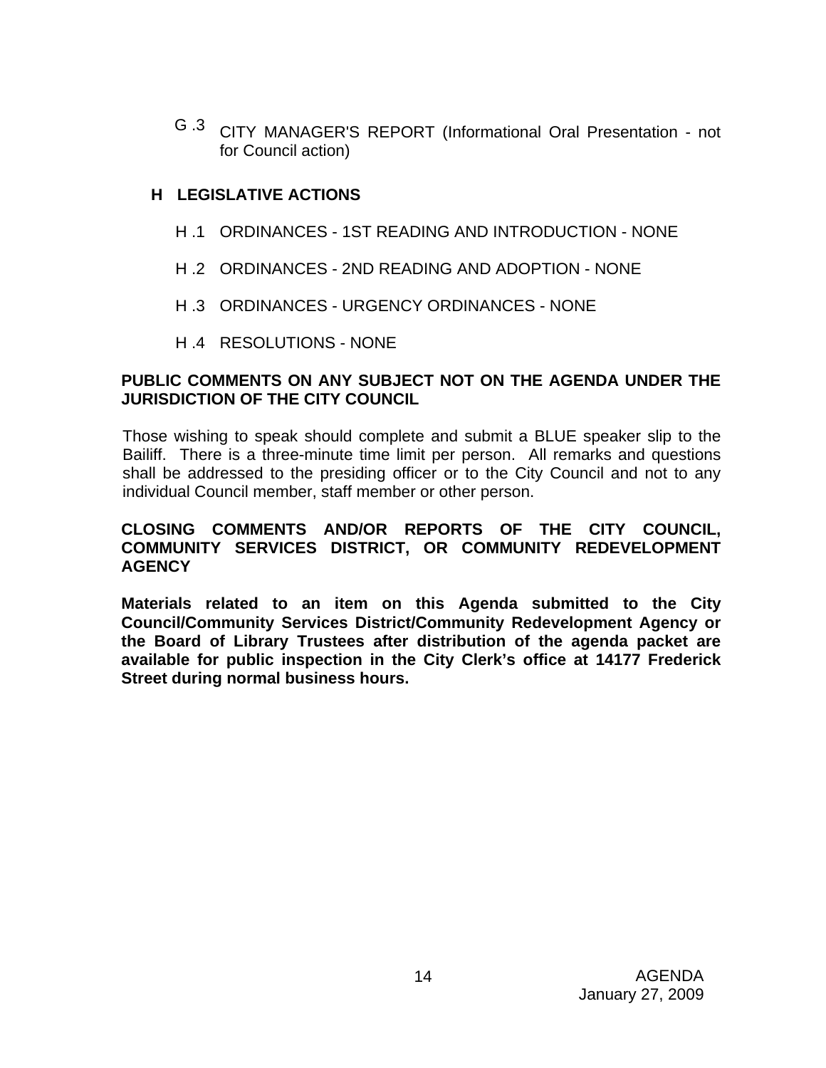G .3 CITY MANAGER'S REPORT (Informational Oral Presentation - not for Council action)

## H LEGISLATIVE ACTIONS

H .1 ORDINANCES - 1ST READING AND INTRODUCTION - NONE

H .2 ORDINANCES - 2ND READING AND ADOPTION - NONE

H .3 ORDINANCES - URGENCY ORDINANCES - NONE

H .4 RESOLUTIONS - NONE

**PUBLIC COMMENTS ON ANY SUBJECT NOT ON THE AGENDA UNDER THE JURISDICTION OF THE CITY COUNCIL**

Those wishing to speak should complete and submit a BLUE speaker slip to the Bailiff. There is a three-minute time limit per person. All remarks and questions shall be addressed to the presiding officer or to the City Council and not to any individual Council member, staff member or other person.

**CLOSING COMMENTS AND/OR REPORTS OF THE CITY COUNCIL, COMMUNITY SERVICES DISTRICT, OR COMMUNITY REDEVELOPMENT AGENCY**

**Materials related to an item on this Agenda submitted to the City Council/Community Services District/Community Redevelopment Agency or the Board of Library Trustees after distribution of the agenda packet are available for public inspection in the City Clerk's office at 14177 Frederick Street during normal business hours.**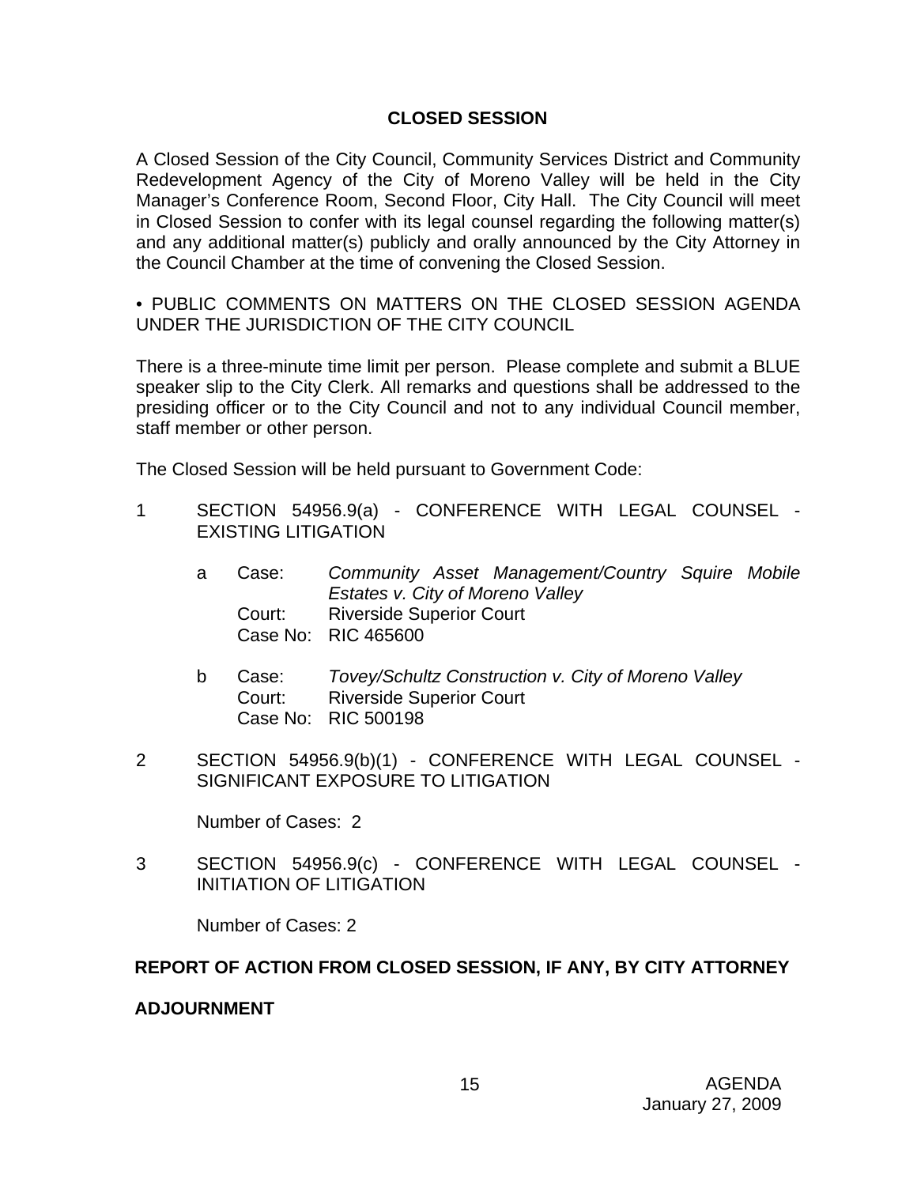## CLOSED SESSION

A Closed Session of the City Council, Community Services District and Community Redevelopment Agency of the City of Moreno Valley will be held in the City Manager's Conference Room, Second Floor, City Hall. The City Council will meet in Closed Session to confer with its legal counsel regarding the following matter(s) and any additional matter(s) publicly and orally announced by the City Attorney in the Council Chamber at the time of convening the Closed Session.

• PUBLIC COMMENTS ON MATTERS ON THE CLOSED SESSION AGENDA UNDER THE JURISDICTION OF THE CITY COUNCIL

There is a three-minute time limit per person. Please complete and submit a BLUE speaker slip to the City Clerk. All remarks and questions shall be addressed to the presiding officer or to the City Council and not to any individual Council member, staff member or other person.

The Closed Session will be held pursuant to Government Code:

1 SECTION 54956.9(a) - CONFERENCE WITH LEGAL COUNSEL - EXISTING LITIGATION

   a Case: *Community Asset Management/Country Squire Mobile Estates v. City of Moreno Valley*
   Court: Riverside Superior Court
   Case No: RIC 465600

   b Case: *Tovey/Schultz Construction v. City of Moreno Valley*
   Court: Riverside Superior Court
   Case No: RIC 500198

2 SECTION 54956.9(b)(1) - CONFERENCE WITH LEGAL COUNSEL - SIGNIFICANT EXPOSURE TO LITIGATION

   Number of Cases: 2

3 SECTION 54956.9(c) - CONFERENCE WITH LEGAL COUNSEL - INITIATION OF LITIGATION

   Number of Cases: 2

**REPORT OF ACTION FROM CLOSED SESSION, IF ANY, BY CITY ATTORNEY**

**ADJOURNMENT**